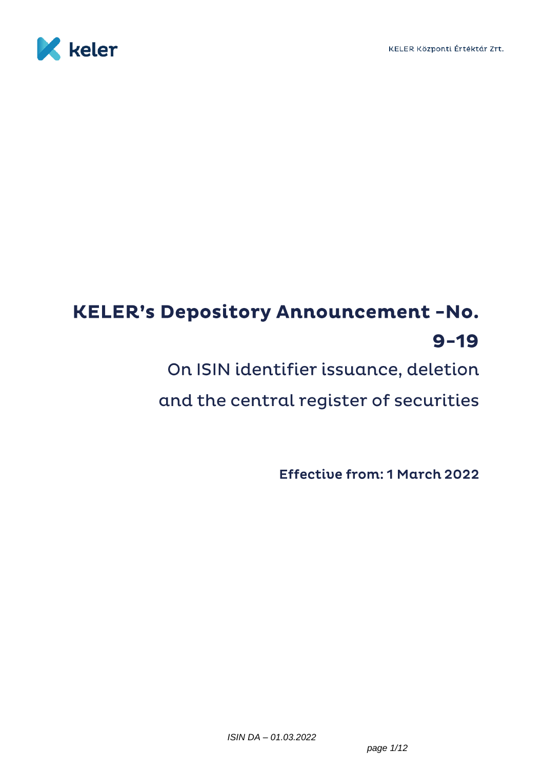# KELER's Depository Announcement -No. 9-19

## On ISIN identifier issuance, deletion and the central register of securities

**Effective from: 1 March 2022**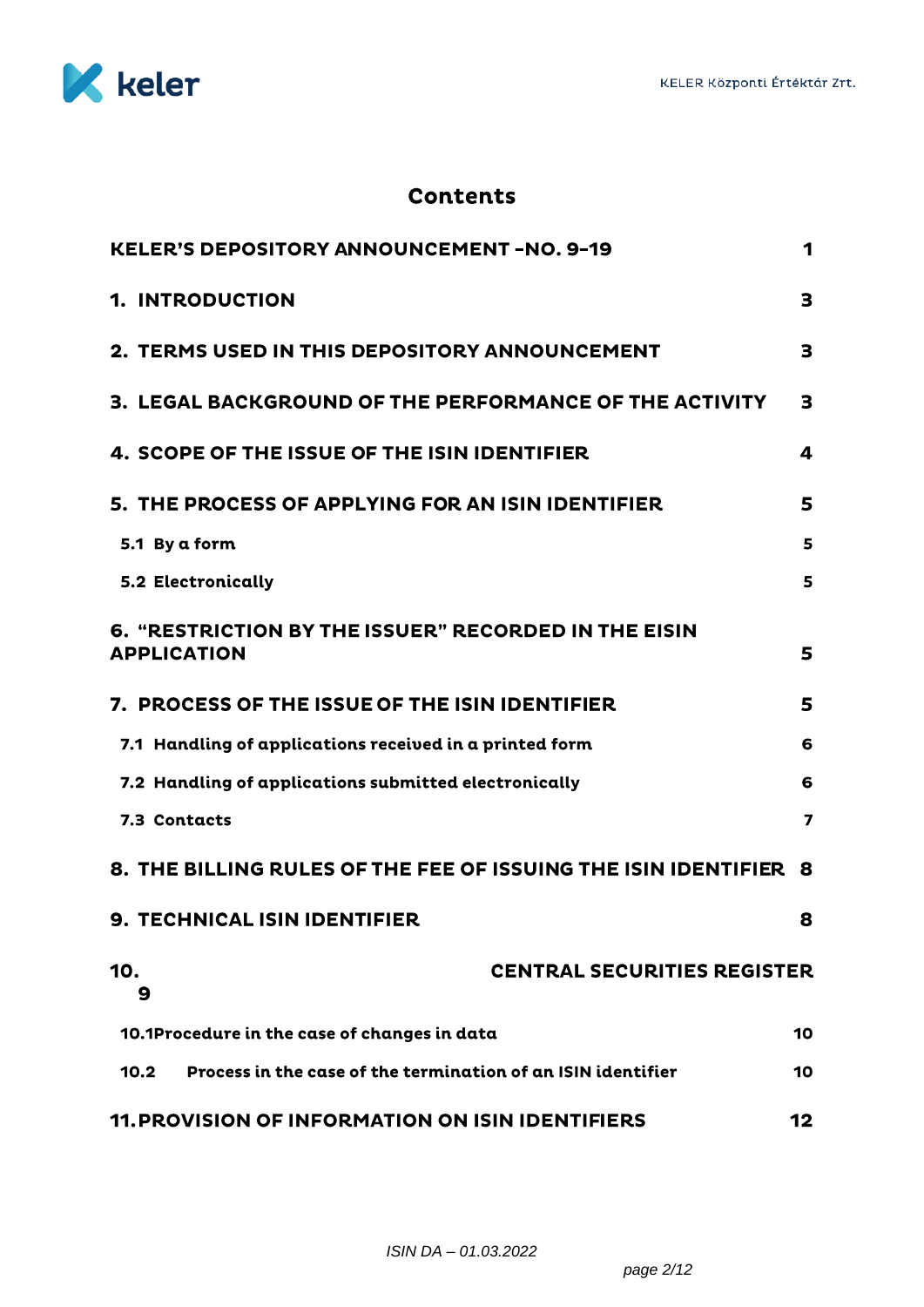# Contents

| | |
|---|---|
| **KELER'S DEPOSITORY ANNOUNCEMENT -NO. 9-19** | **1** |
| **1. INTRODUCTION** | **3** |
| **2. TERMS USED IN THIS DEPOSITORY ANNOUNCEMENT** | **3** |
| **3. LEGAL BACKGROUND OF THE PERFORMANCE OF THE ACTIVITY** | **3** |
| **4. SCOPE OF THE ISSUE OF THE ISIN IDENTIFIER** | **4** |
| **5. THE PROCESS OF APPLYING FOR AN ISIN IDENTIFIER** | **5** |
| 5.1 By a form | 5 |
| 5.2 Electronically | 5 |
| **6. "RESTRICTION BY THE ISSUER" RECORDED IN THE EISIN APPLICATION** | **5** |
| **7. PROCESS OF THE ISSUE OF THE ISIN IDENTIFIER** | **5** |
| 7.1 Handling of applications received in a printed form | 6 |
| 7.2 Handling of applications submitted electronically | 6 |
| 7.3 Contacts | 7 |
| **8. THE BILLING RULES OF THE FEE OF ISSUING THE ISIN IDENTIFIER** | **8** |
| **9. TECHNICAL ISIN IDENTIFIER** | **8** |
| **10. CENTRAL SECURITIES REGISTER** | **9** |
| 10.1 Procedure in the case of changes in data | 10 |
| 10.2 Process in the case of the termination of an ISIN identifier | 10 |
| **11. PROVISION OF INFORMATION ON ISIN IDENTIFIERS** | **12** |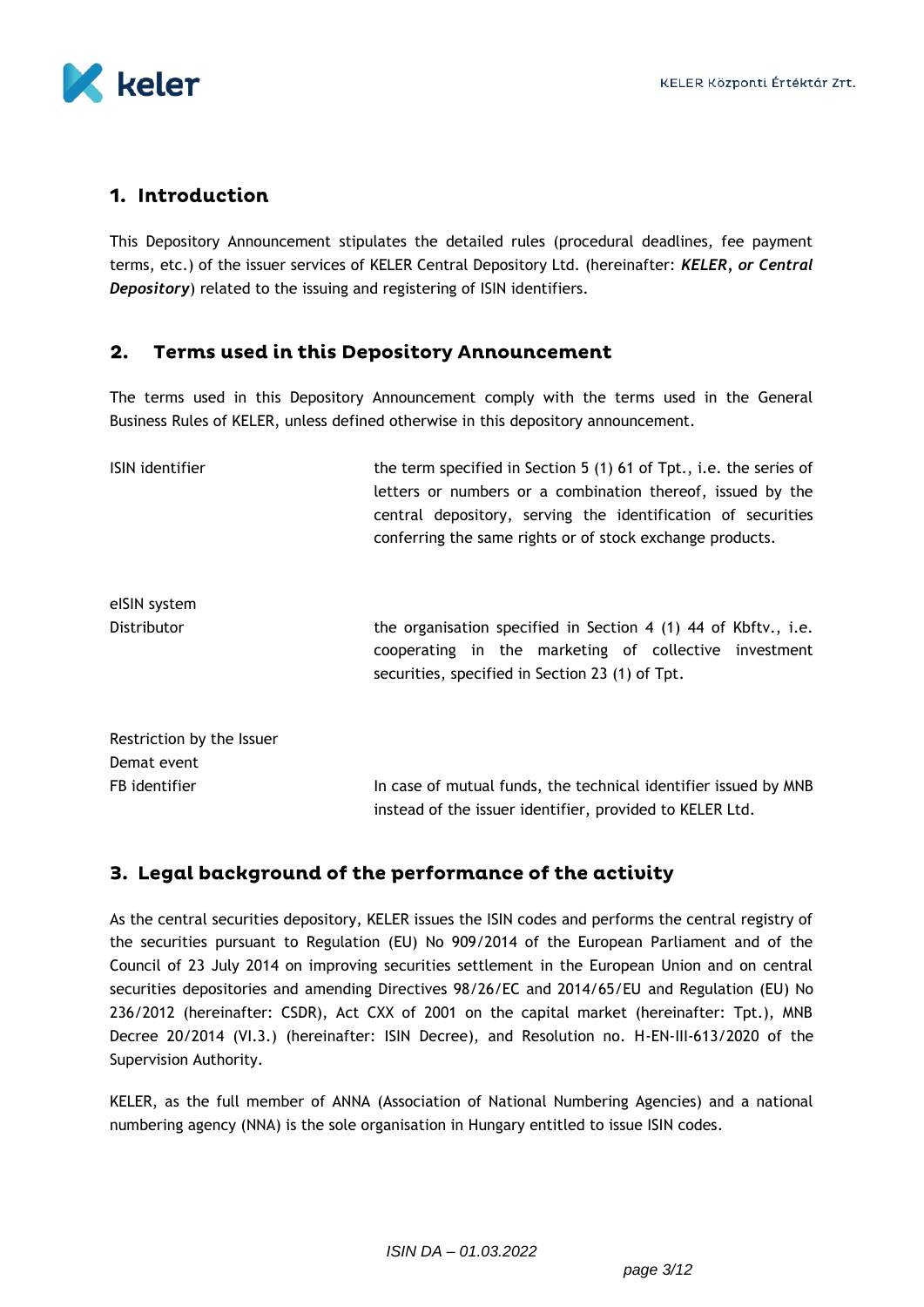## 1. Introduction

This Depository Announcement stipulates the detailed rules (procedural deadlines, fee payment terms, etc.) of the issuer services of KELER Central Depository Ltd. (hereinafter: ***KELER*, *or Central Depository***) related to the issuing and registering of ISIN identifiers.

## 2. Terms used in this Depository Announcement

The terms used in this Depository Announcement comply with the terms used in the General Business Rules of KELER, unless defined otherwise in this depository announcement.

| | |
|---|---|
| ISIN identifier | the term specified in Section 5 (1) 61 of Tpt., i.e. the series of letters or numbers or a combination thereof, issued by the central depository, serving the identification of securities conferring the same rights or of stock exchange products. |
| eISIN system | |
| Distributor | the organisation specified in Section 4 (1) 44 of Kbftv., i.e. cooperating in the marketing of collective investment securities, specified in Section 23 (1) of Tpt. |
| Restriction by the Issuer | |
| Demat event | |
| FB identifier | In case of mutual funds, the technical identifier issued by MNB instead of the issuer identifier, provided to KELER Ltd. |

## 3. Legal background of the performance of the activity

As the central securities depository, KELER issues the ISIN codes and performs the central registry of the securities pursuant to Regulation (EU) No 909/2014 of the European Parliament and of the Council of 23 July 2014 on improving securities settlement in the European Union and on central securities depositories and amending Directives 98/26/EC and 2014/65/EU and Regulation (EU) No 236/2012 (hereinafter: CSDR), Act CXX of 2001 on the capital market (hereinafter: Tpt.), MNB Decree 20/2014 (VI.3.) (hereinafter: ISIN Decree), and Resolution no. H-EN-III-613/2020 of the Supervision Authority.

KELER, as the full member of ANNA (Association of National Numbering Agencies) and a national numbering agency (NNA) is the sole organisation in Hungary entitled to issue ISIN codes.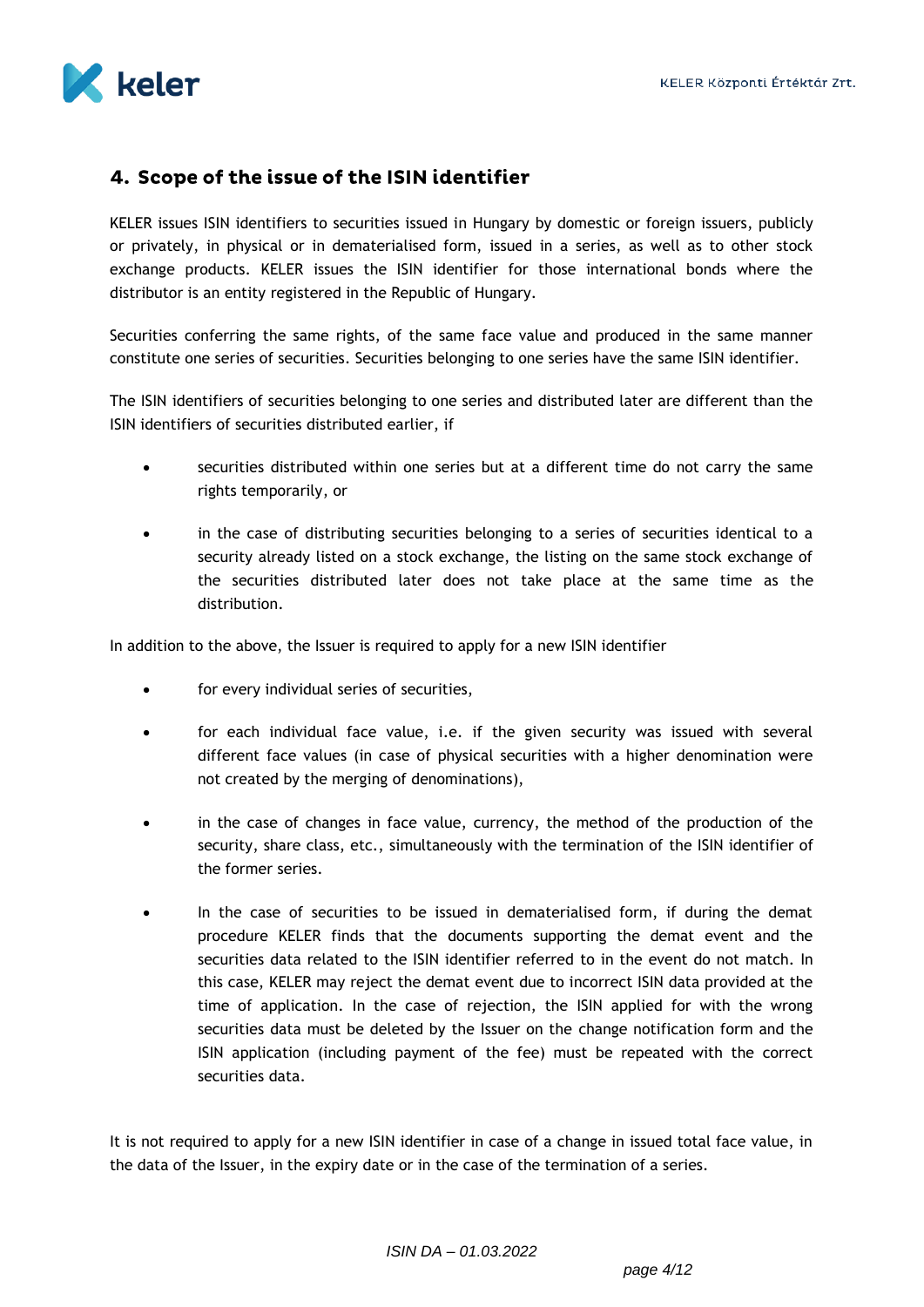## 4. Scope of the issue of the ISIN identifier

KELER issues ISIN identifiers to securities issued in Hungary by domestic or foreign issuers, publicly or privately, in physical or in dematerialised form, issued in a series, as well as to other stock exchange products. KELER issues the ISIN identifier for those international bonds where the distributor is an entity registered in the Republic of Hungary.

Securities conferring the same rights, of the same face value and produced in the same manner constitute one series of securities. Securities belonging to one series have the same ISIN identifier.

The ISIN identifiers of securities belonging to one series and distributed later are different than the ISIN identifiers of securities distributed earlier, if

- securities distributed within one series but at a different time do not carry the same rights temporarily, or
- in the case of distributing securities belonging to a series of securities identical to a security already listed on a stock exchange, the listing on the same stock exchange of the securities distributed later does not take place at the same time as the distribution.

In addition to the above, the Issuer is required to apply for a new ISIN identifier

- for every individual series of securities,
- for each individual face value, i.e. if the given security was issued with several different face values (in case of physical securities with a higher denomination were not created by the merging of denominations),
- in the case of changes in face value, currency, the method of the production of the security, share class, etc., simultaneously with the termination of the ISIN identifier of the former series.
- In the case of securities to be issued in dematerialised form, if during the demat procedure KELER finds that the documents supporting the demat event and the securities data related to the ISIN identifier referred to in the event do not match. In this case, KELER may reject the demat event due to incorrect ISIN data provided at the time of application. In the case of rejection, the ISIN applied for with the wrong securities data must be deleted by the Issuer on the change notification form and the ISIN application (including payment of the fee) must be repeated with the correct securities data.

It is not required to apply for a new ISIN identifier in case of a change in issued total face value, in the data of the Issuer, in the expiry date or in the case of the termination of a series.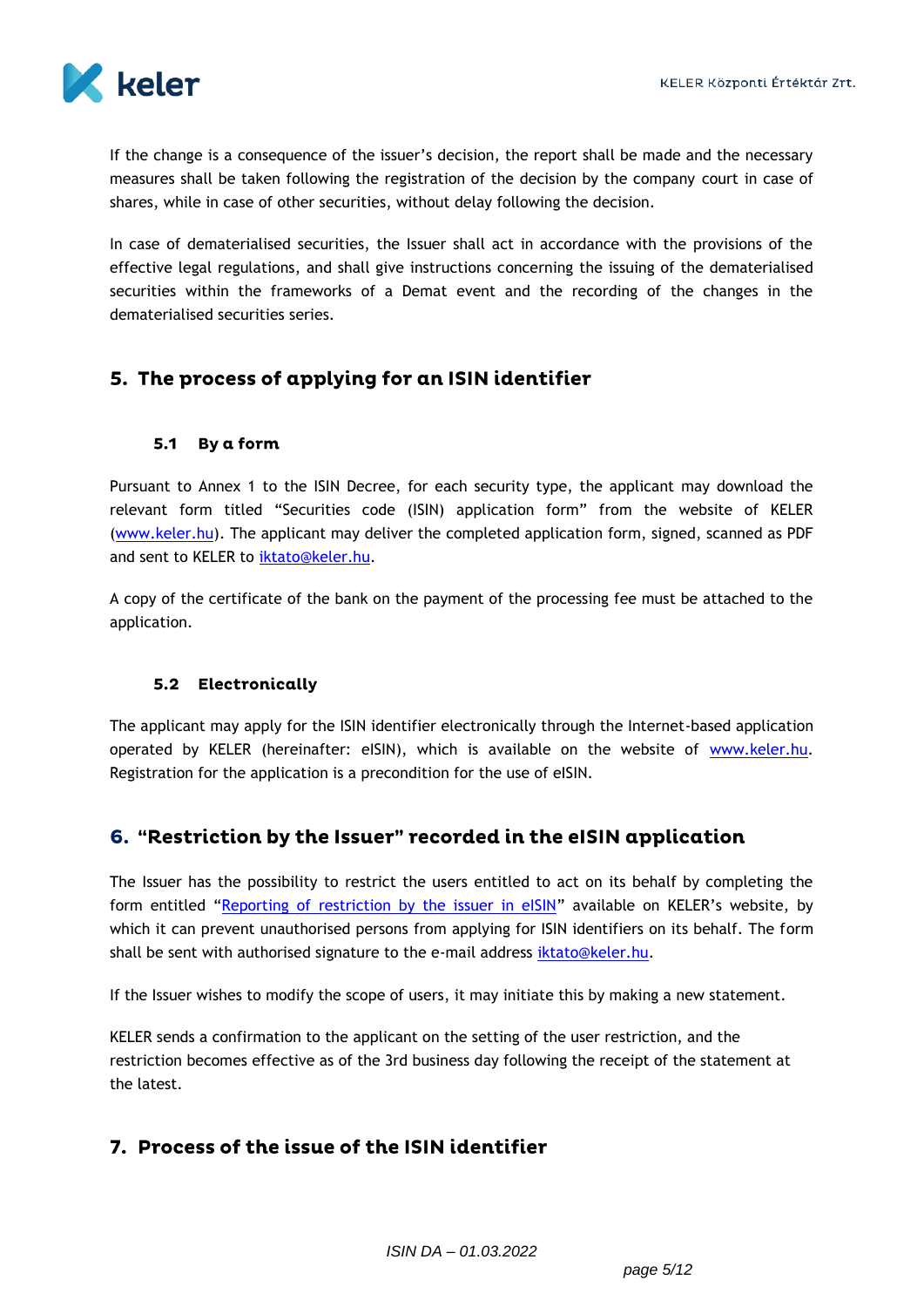If the change is a consequence of the issuer's decision, the report shall be made and the necessary measures shall be taken following the registration of the decision by the company court in case of shares, while in case of other securities, without delay following the decision.

In case of dematerialised securities, the Issuer shall act in accordance with the provisions of the effective legal regulations, and shall give instructions concerning the issuing of the dematerialised securities within the frameworks of a Demat event and the recording of the changes in the dematerialised securities series.

## 5. The process of applying for an ISIN identifier

### 5.1 By a form

Pursuant to Annex 1 to the ISIN Decree, for each security type, the applicant may download the relevant form titled "Securities code (ISIN) application form" from the website of KELER (www.keler.hu). The applicant may deliver the completed application form, signed, scanned as PDF and sent to KELER to iktato@keler.hu.

A copy of the certificate of the bank on the payment of the processing fee must be attached to the application.

### 5.2 Electronically

The applicant may apply for the ISIN identifier electronically through the Internet-based application operated by KELER (hereinafter: eISIN), which is available on the website of www.keler.hu. Registration for the application is a precondition for the use of eISIN.

## 6. "Restriction by the Issuer" recorded in the eISIN application

The Issuer has the possibility to restrict the users entitled to act on its behalf by completing the form entitled "Reporting of restriction by the issuer in eISIN" available on KELER's website, by which it can prevent unauthorised persons from applying for ISIN identifiers on its behalf. The form shall be sent with authorised signature to the e-mail address iktato@keler.hu.

If the Issuer wishes to modify the scope of users, it may initiate this by making a new statement.

KELER sends a confirmation to the applicant on the setting of the user restriction, and the restriction becomes effective as of the 3rd business day following the receipt of the statement at the latest.

## 7. Process of the issue of the ISIN identifier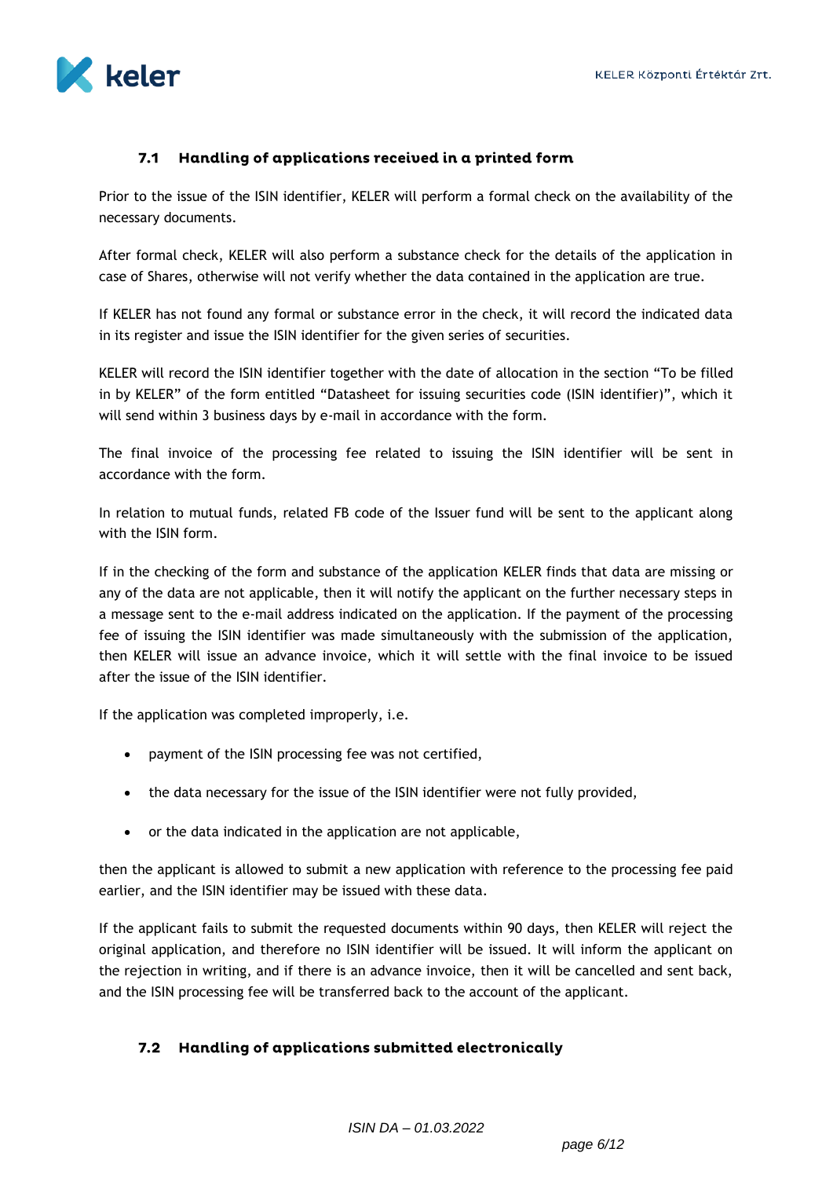### 7.1 Handling of applications received in a printed form

Prior to the issue of the ISIN identifier, KELER will perform a formal check on the availability of the necessary documents.

After formal check, KELER will also perform a substance check for the details of the application in case of Shares, otherwise will not verify whether the data contained in the application are true.

If KELER has not found any formal or substance error in the check, it will record the indicated data in its register and issue the ISIN identifier for the given series of securities.

KELER will record the ISIN identifier together with the date of allocation in the section "To be filled in by KELER" of the form entitled "Datasheet for issuing securities code (ISIN identifier)", which it will send within 3 business days by e-mail in accordance with the form.

The final invoice of the processing fee related to issuing the ISIN identifier will be sent in accordance with the form.

In relation to mutual funds, related FB code of the Issuer fund will be sent to the applicant along with the ISIN form.

If in the checking of the form and substance of the application KELER finds that data are missing or any of the data are not applicable, then it will notify the applicant on the further necessary steps in a message sent to the e-mail address indicated on the application. If the payment of the processing fee of issuing the ISIN identifier was made simultaneously with the submission of the application, then KELER will issue an advance invoice, which it will settle with the final invoice to be issued after the issue of the ISIN identifier.

If the application was completed improperly, i.e.

- payment of the ISIN processing fee was not certified,
- the data necessary for the issue of the ISIN identifier were not fully provided,
- or the data indicated in the application are not applicable,

then the applicant is allowed to submit a new application with reference to the processing fee paid earlier, and the ISIN identifier may be issued with these data.

If the applicant fails to submit the requested documents within 90 days, then KELER will reject the original application, and therefore no ISIN identifier will be issued. It will inform the applicant on the rejection in writing, and if there is an advance invoice, then it will be cancelled and sent back, and the ISIN processing fee will be transferred back to the account of the applicant.

### 7.2 Handling of applications submitted electronically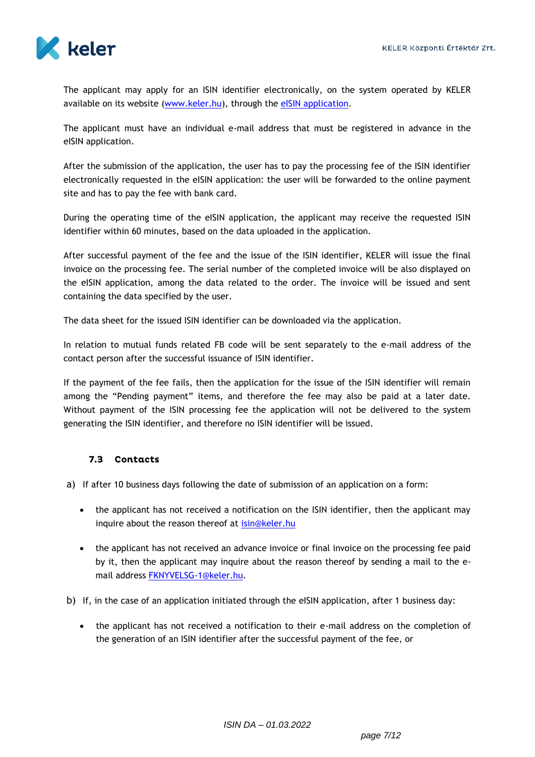The applicant may apply for an ISIN identifier electronically, on the system operated by KELER available on its website ([www.keler.hu](http://www.keler.hu)), through the [eISIN application](#).

The applicant must have an individual e-mail address that must be registered in advance in the eISIN application.

After the submission of the application, the user has to pay the processing fee of the ISIN identifier electronically requested in the eISIN application: the user will be forwarded to the online payment site and has to pay the fee with bank card.

During the operating time of the eISIN application, the applicant may receive the requested ISIN identifier within 60 minutes, based on the data uploaded in the application.

After successful payment of the fee and the issue of the ISIN identifier, KELER will issue the final invoice on the processing fee. The serial number of the completed invoice will be also displayed on the eISIN application, among the data related to the order. The invoice will be issued and sent containing the data specified by the user.

The data sheet for the issued ISIN identifier can be downloaded via the application.

In relation to mutual funds related FB code will be sent separately to the e-mail address of the contact person after the successful issuance of ISIN identifier.

If the payment of the fee fails, then the application for the issue of the ISIN identifier will remain among the "Pending payment" items, and therefore the fee may also be paid at a later date. Without payment of the ISIN processing fee the application will not be delivered to the system generating the ISIN identifier, and therefore no ISIN identifier will be issued.

### 7.3 Contacts

a) If after 10 business days following the date of submission of an application on a form:

- the applicant has not received a notification on the ISIN identifier, then the applicant may inquire about the reason thereof at [isin@keler.hu](mailto:isin@keler.hu)

- the applicant has not received an advance invoice or final invoice on the processing fee paid by it, then the applicant may inquire about the reason thereof by sending a mail to the e-mail address [FKNYVELSG-1@keler.hu](mailto:FKNYVELSG-1@keler.hu).

b) If, in the case of an application initiated through the eISIN application, after 1 business day:

- the applicant has not received a notification to their e-mail address on the completion of the generation of an ISIN identifier after the successful payment of the fee, or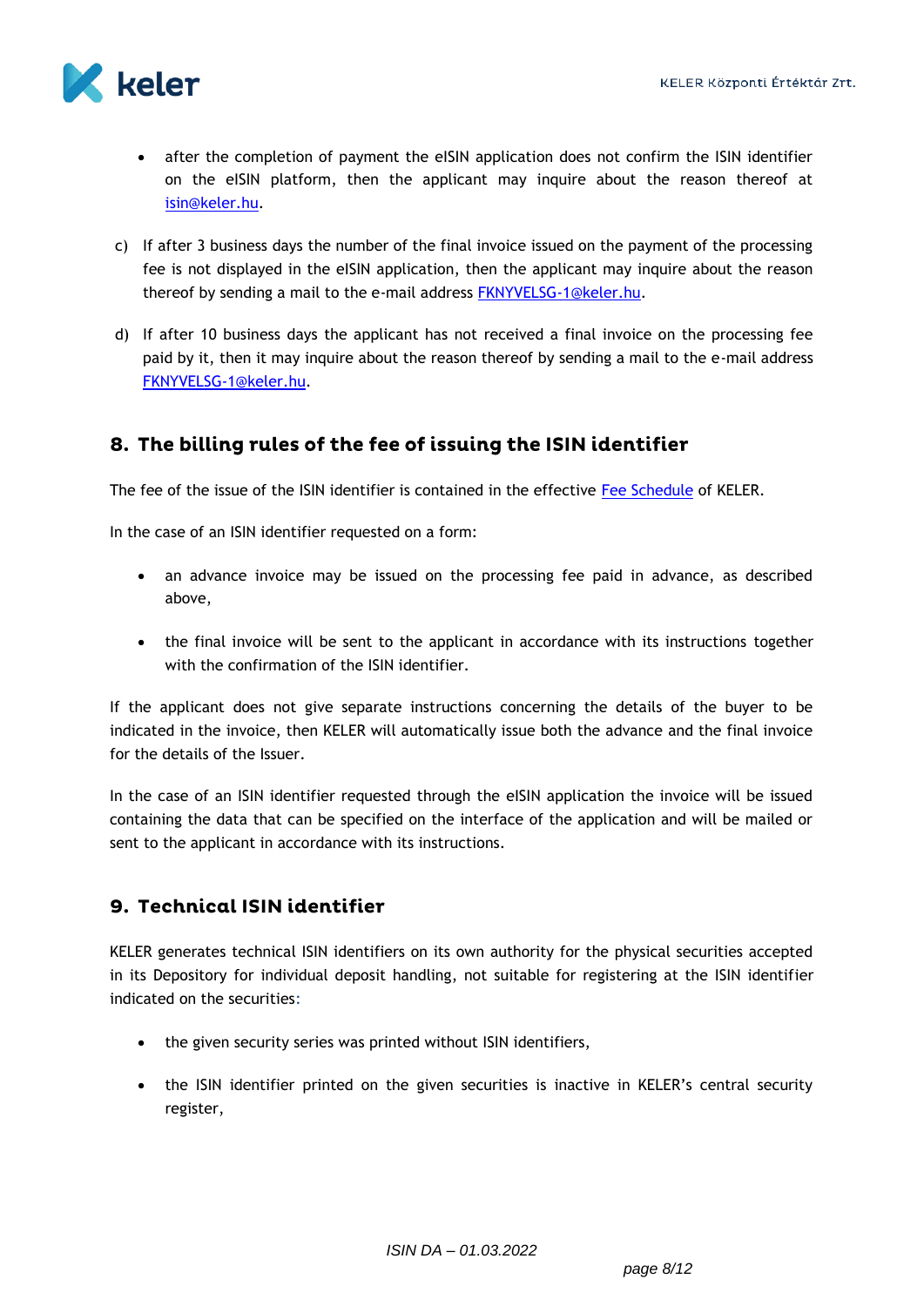- after the completion of payment the eISIN application does not confirm the ISIN identifier on the eISIN platform, then the applicant may inquire about the reason thereof at isin@keler.hu.

c) If after 3 business days the number of the final invoice issued on the payment of the processing fee is not displayed in the eISIN application, then the applicant may inquire about the reason thereof by sending a mail to the e-mail address FKNYVELSG-1@keler.hu.

d) If after 10 business days the applicant has not received a final invoice on the processing fee paid by it, then it may inquire about the reason thereof by sending a mail to the e-mail address FKNYVELSG-1@keler.hu.

## 8. The billing rules of the fee of issuing the ISIN identifier

The fee of the issue of the ISIN identifier is contained in the effective Fee Schedule of KELER.

In the case of an ISIN identifier requested on a form:

- an advance invoice may be issued on the processing fee paid in advance, as described above,
- the final invoice will be sent to the applicant in accordance with its instructions together with the confirmation of the ISIN identifier.

If the applicant does not give separate instructions concerning the details of the buyer to be indicated in the invoice, then KELER will automatically issue both the advance and the final invoice for the details of the Issuer.

In the case of an ISIN identifier requested through the eISIN application the invoice will be issued containing the data that can be specified on the interface of the application and will be mailed or sent to the applicant in accordance with its instructions.

## 9. Technical ISIN identifier

KELER generates technical ISIN identifiers on its own authority for the physical securities accepted in its Depository for individual deposit handling, not suitable for registering at the ISIN identifier indicated on the securities:

- the given security series was printed without ISIN identifiers,
- the ISIN identifier printed on the given securities is inactive in KELER's central security register,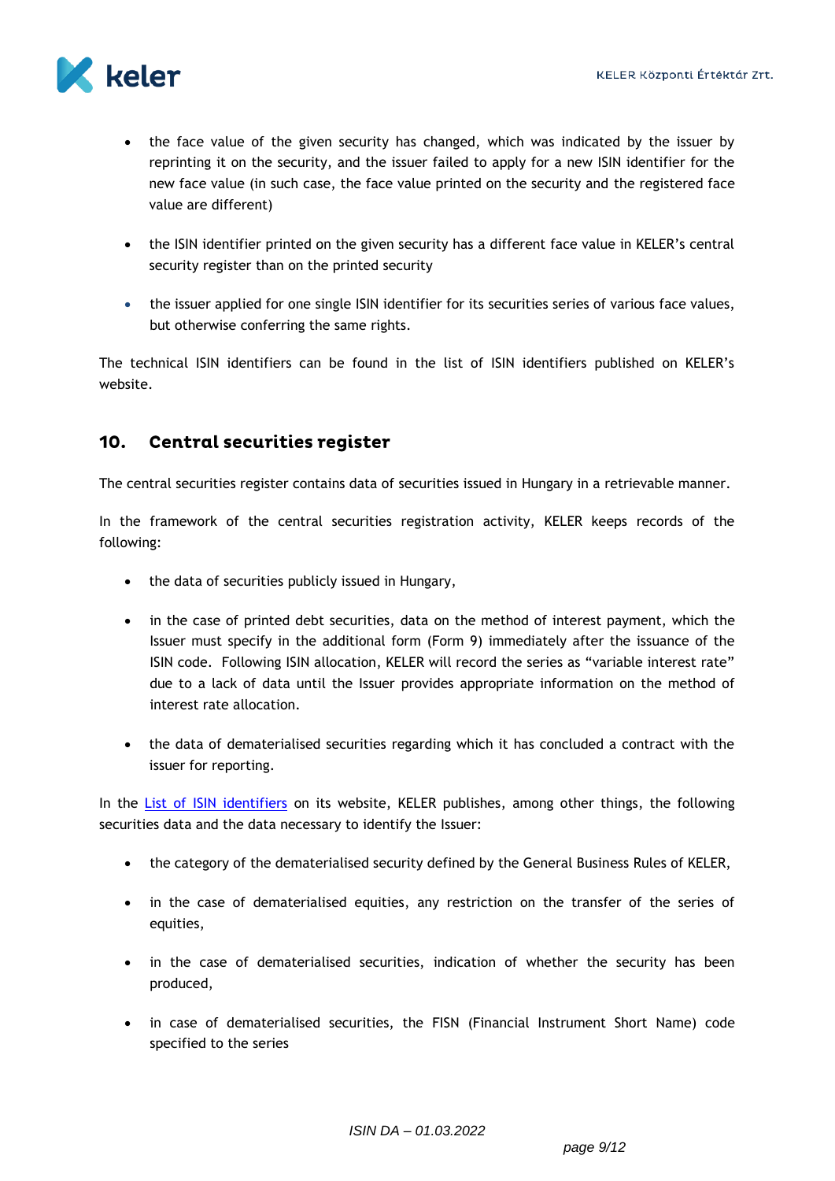- the face value of the given security has changed, which was indicated by the issuer by reprinting it on the security, and the issuer failed to apply for a new ISIN identifier for the new face value (in such case, the face value printed on the security and the registered face value are different)

- the ISIN identifier printed on the given security has a different face value in KELER's central security register than on the printed security

- the issuer applied for one single ISIN identifier for its securities series of various face values, but otherwise conferring the same rights.

The technical ISIN identifiers can be found in the list of ISIN identifiers published on KELER's website.

## 10. Central securities register

The central securities register contains data of securities issued in Hungary in a retrievable manner.

In the framework of the central securities registration activity, KELER keeps records of the following:

- the data of securities publicly issued in Hungary,

- in the case of printed debt securities, data on the method of interest payment, which the Issuer must specify in the additional form (Form 9) immediately after the issuance of the ISIN code. Following ISIN allocation, KELER will record the series as "variable interest rate" due to a lack of data until the Issuer provides appropriate information on the method of interest rate allocation.

- the data of dematerialised securities regarding which it has concluded a contract with the issuer for reporting.

In the List of ISIN identifiers on its website, KELER publishes, among other things, the following securities data and the data necessary to identify the Issuer:

- the category of the dematerialised security defined by the General Business Rules of KELER,

- in the case of dematerialised equities, any restriction on the transfer of the series of equities,

- in the case of dematerialised securities, indication of whether the security has been produced,

- in case of dematerialised securities, the FISN (Financial Instrument Short Name) code specified to the series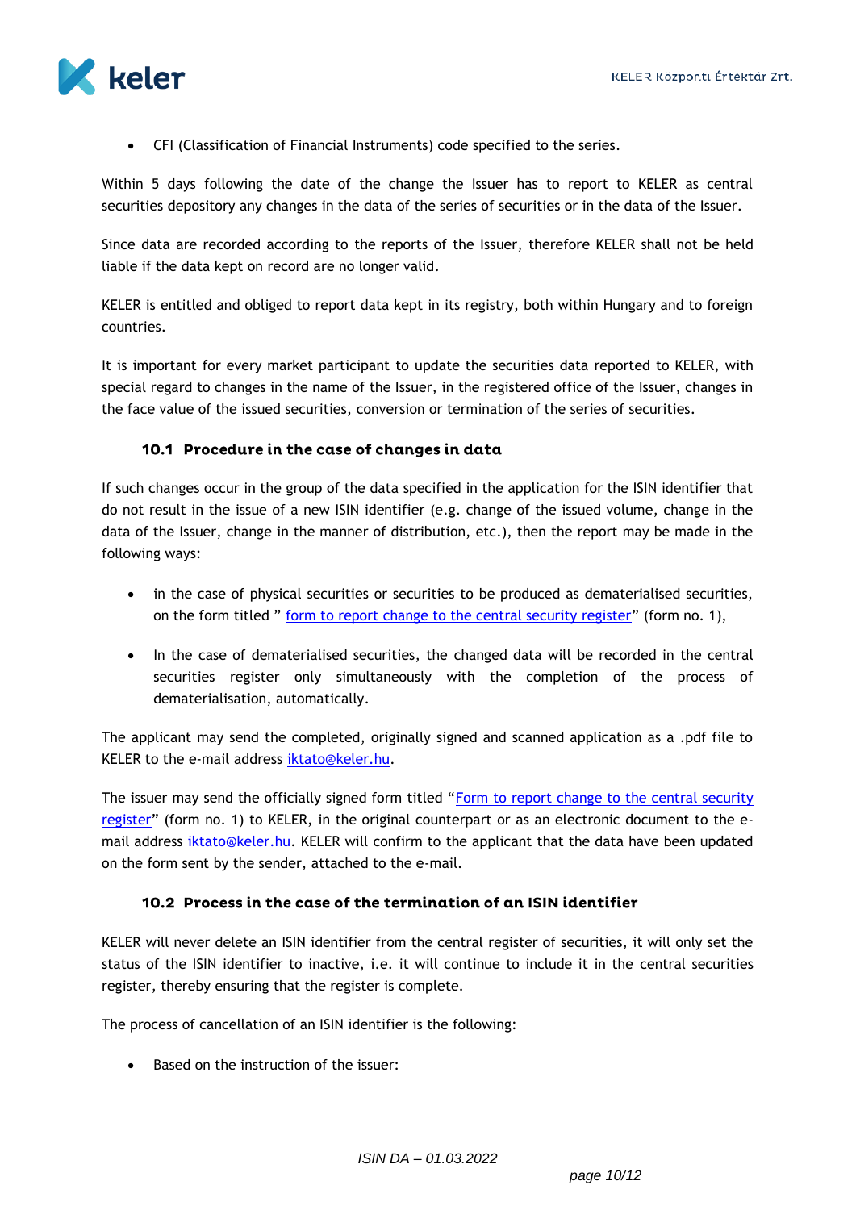- CFI (Classification of Financial Instruments) code specified to the series.

Within 5 days following the date of the change the Issuer has to report to KELER as central securities depository any changes in the data of the series of securities or in the data of the Issuer.

Since data are recorded according to the reports of the Issuer, therefore KELER shall not be held liable if the data kept on record are no longer valid.

KELER is entitled and obliged to report data kept in its registry, both within Hungary and to foreign countries.

It is important for every market participant to update the securities data reported to KELER, with special regard to changes in the name of the Issuer, in the registered office of the Issuer, changes in the face value of the issued securities, conversion or termination of the series of securities.

### 10.1 Procedure in the case of changes in data

If such changes occur in the group of the data specified in the application for the ISIN identifier that do not result in the issue of a new ISIN identifier (e.g. change of the issued volume, change in the data of the Issuer, change in the manner of distribution, etc.), then the report may be made in the following ways:

- in the case of physical securities or securities to be produced as dematerialised securities, on the form titled " form to report change to the central security register" (form no. 1),
- In the case of dematerialised securities, the changed data will be recorded in the central securities register only simultaneously with the completion of the process of dematerialisation, automatically.

The applicant may send the completed, originally signed and scanned application as a .pdf file to KELER to the e-mail address iktato@keler.hu.

The issuer may send the officially signed form titled "Form to report change to the central security register" (form no. 1) to KELER, in the original counterpart or as an electronic document to the e-mail address iktato@keler.hu. KELER will confirm to the applicant that the data have been updated on the form sent by the sender, attached to the e-mail.

### 10.2 Process in the case of the termination of an ISIN identifier

KELER will never delete an ISIN identifier from the central register of securities, it will only set the status of the ISIN identifier to inactive, i.e. it will continue to include it in the central securities register, thereby ensuring that the register is complete.

The process of cancellation of an ISIN identifier is the following:

- Based on the instruction of the issuer: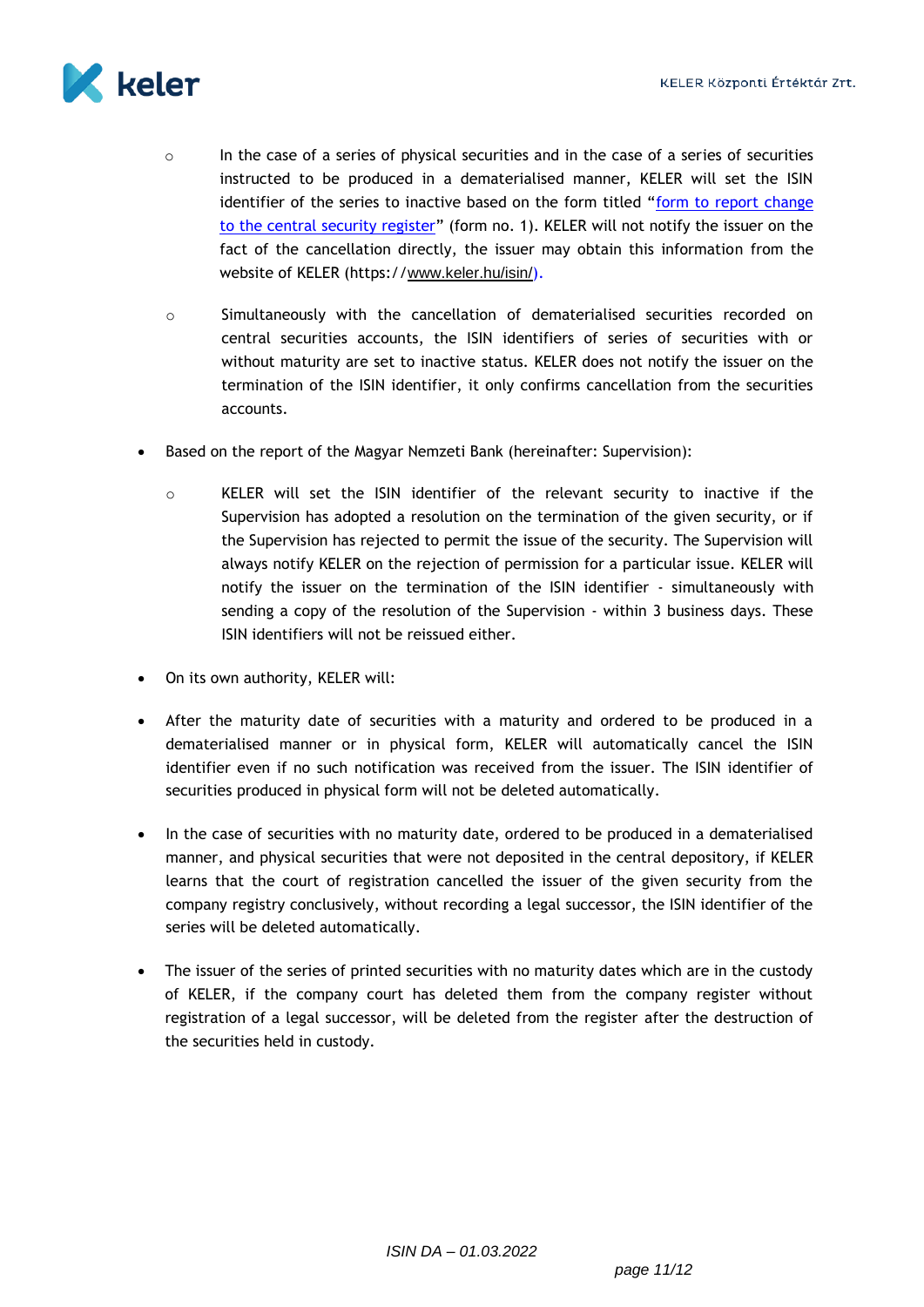- In the case of a series of physical securities and in the case of a series of securities instructed to be produced in a dematerialised manner, KELER will set the ISIN identifier of the series to inactive based on the form titled "[form to report change to the central security register]" (form no. 1). KELER will not notify the issuer on the fact of the cancellation directly, the issuer may obtain this information from the website of KELER (https://www.keler.hu/isin/).

- Simultaneously with the cancellation of dematerialised securities recorded on central securities accounts, the ISIN identifiers of series of securities with or without maturity are set to inactive status. KELER does not notify the issuer on the termination of the ISIN identifier, it only confirms cancellation from the securities accounts.

- Based on the report of the Magyar Nemzeti Bank (hereinafter: Supervision):

  - KELER will set the ISIN identifier of the relevant security to inactive if the Supervision has adopted a resolution on the termination of the given security, or if the Supervision has rejected to permit the issue of the security. The Supervision will always notify KELER on the rejection of permission for a particular issue. KELER will notify the issuer on the termination of the ISIN identifier - simultaneously with sending a copy of the resolution of the Supervision - within 3 business days. These ISIN identifiers will not be reissued either.

- On its own authority, KELER will:

- After the maturity date of securities with a maturity and ordered to be produced in a dematerialised manner or in physical form, KELER will automatically cancel the ISIN identifier even if no such notification was received from the issuer. The ISIN identifier of securities produced in physical form will not be deleted automatically.

- In the case of securities with no maturity date, ordered to be produced in a dematerialised manner, and physical securities that were not deposited in the central depository, if KELER learns that the court of registration cancelled the issuer of the given security from the company registry conclusively, without recording a legal successor, the ISIN identifier of the series will be deleted automatically.

- The issuer of the series of printed securities with no maturity dates which are in the custody of KELER, if the company court has deleted them from the company register without registration of a legal successor, will be deleted from the register after the destruction of the securities held in custody.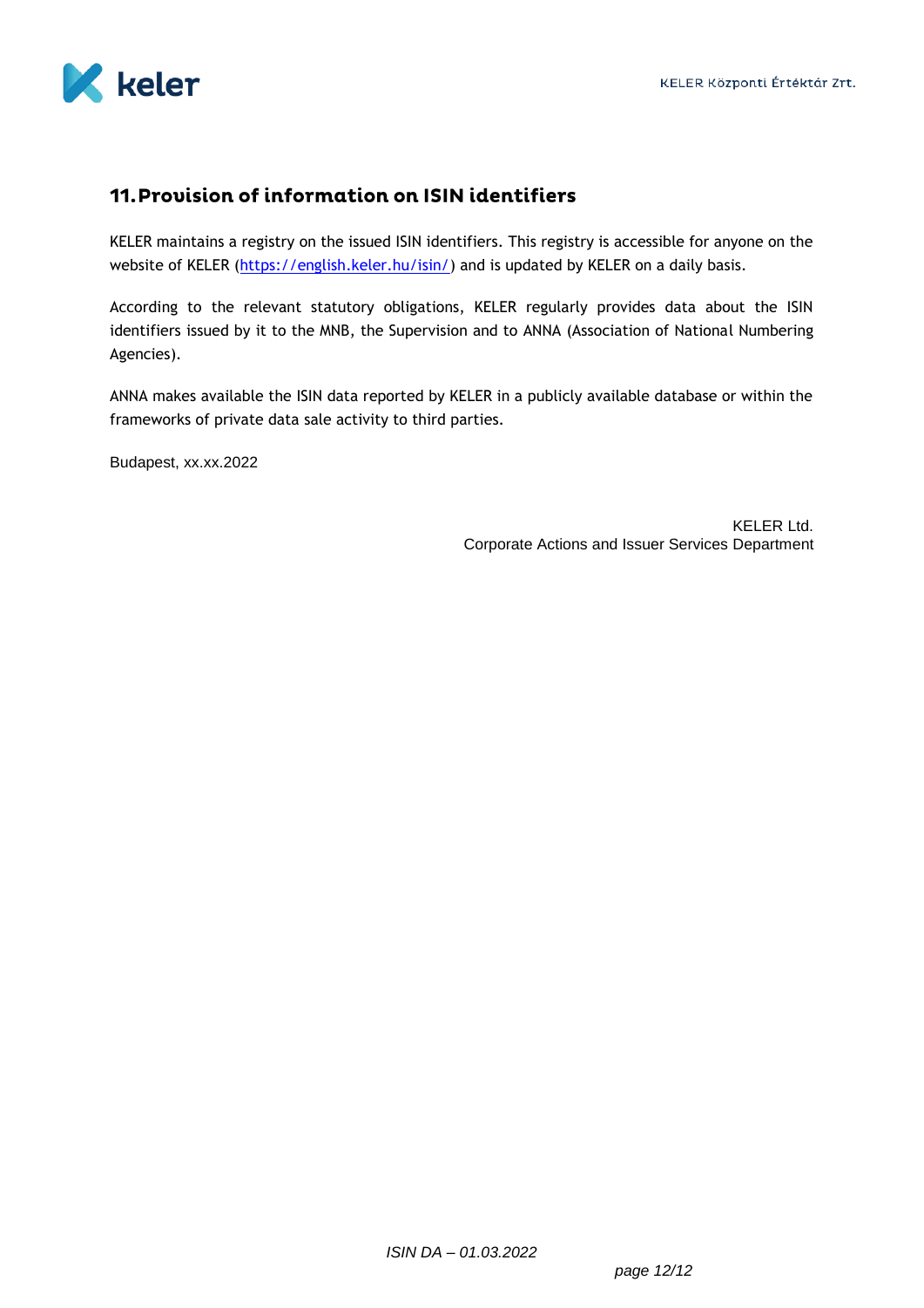## 11. Provision of information on ISIN identifiers

KELER maintains a registry on the issued ISIN identifiers. This registry is accessible for anyone on the website of KELER (https://english.keler.hu/isin/) and is updated by KELER on a daily basis.

According to the relevant statutory obligations, KELER regularly provides data about the ISIN identifiers issued by it to the MNB, the Supervision and to ANNA (Association of National Numbering Agencies).

ANNA makes available the ISIN data reported by KELER in a publicly available database or within the frameworks of private data sale activity to third parties.

Budapest, xx.xx.2022

KELER Ltd.
Corporate Actions and Issuer Services Department